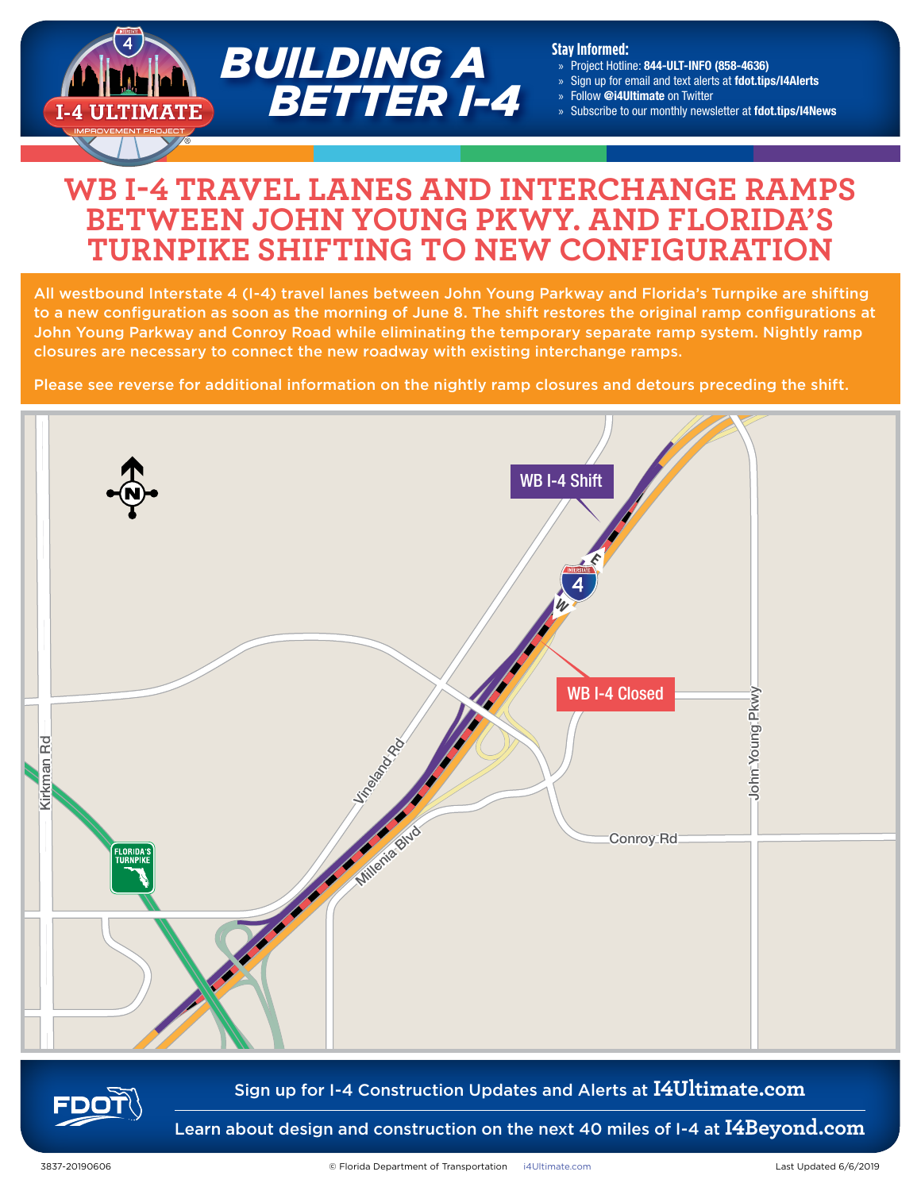# BUILDING A BETTER I-4

**Stay Informed:**

- Project Hotline: **844-ULT-INFO (858-4636)**
- Sign up for email and text alerts at **fdot.tips/I4Alerts**
- Follow **@i4Ultimate** on Twitter
- Subscribe to our monthly newsletter at **fdot.tips/I4News**

# WB I-4 TRAVEL LANES AND INTERCHANGE RAMPS BETWEEN JOHN YOUNG PKWY. AND FLORIDA'S TURNPIKE SHIFTING TO NEW CONFIGURATION

All westbound Interstate 4 (I-4) travel lanes between John Young Parkway and Florida's Turnpike are shifting to a new configuration as soon as the morning of June 8. The shift restores the original ramp configurations at John Young Parkway and Conroy Road while eliminating the temporary separate ramp system. Nightly ramp closures are necessary to connect the new roadway with existing interchange ramps.

Please see reverse for additional information on the nightly ramp closures and detours preceding the shift.

WB I-4 Shift

WB I-4 Closed

Sign up for I-4 Construction Updates and Alerts at **I4Ultimate.com**

Learn about design and construction on the next 40 miles of I-4 at **I4Beyond.com**

3837-20190606 © Florida Department of Transportation i4Ultimate.com Last Updated 6/6/2019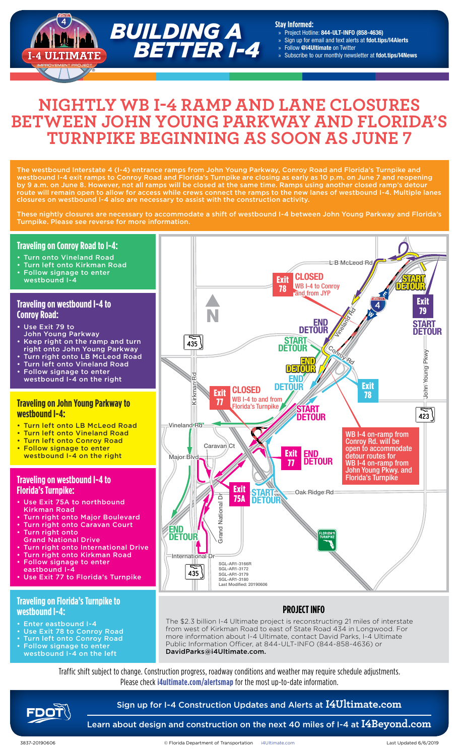BUILDING A BETTER I-4

I-4 ULTIMATE IMPROVEMENT PROJECT

**Stay Informed:**

- Project Hotline: **844-ULT-INFO (858-4636)**
- Sign up for email and text alerts at **fdot.tips/I4Alerts**
- Follow **@i4Ultimate** on Twitter
- Subscribe to our monthly newsletter at **fdot.tips/I4News**

# NIGHTLY WB I-4 RAMP AND LANE CLOSURES BETWEEN JOHN YOUNG PARKWAY AND FLORIDA'S TURNPIKE BEGINNING AS SOON AS JUNE 7

The westbound Interstate 4 (I-4) entrance ramps from John Young Parkway, Conroy Road and Florida's Turnpike and westbound I-4 exit ramps to Conroy Road and Florida's Turnpike are closing as early as 10 p.m. on June 7 and reopening by 9 a.m. on June 8. However, not all ramps will be closed at the same time. Ramps using another closed ramp's detour route will remain open to allow for access while crews connect the ramps to the new lanes of westbound I-4. Multiple lanes closures on westbound I-4 also are necessary to assist with the construction activity.

These nightly closures are necessary to accommodate a shift of westbound I-4 between John Young Parkway and Florida's Turnpike. Please see reverse for more information.

## Traveling on Conroy Road to I-4:

- Turn onto Vineland Road
- Turn left onto Kirkman Road
- Follow signage to enter westbound I-4

## Traveling on westbound I-4 to Conroy Road:

- Use Exit 79 to John Young Parkway
- Keep right on the ramp and turn right onto John Young Parkway
- Turn right onto LB McLeod Road
- Turn left onto Vineland Road
- Follow signage to enter westbound I-4 on the right

## Traveling on John Young Parkway to westbound I-4:

- Turn left onto LB McLeod Road
- Turn left onto Vineland Road
- Turn left onto Conroy Road
- Follow signage to enter westbound I-4 on the right

## Traveling on westbound I-4 to Florida's Turnpike:

- Use Exit 75A to northbound Kirkman Road
- Turn right onto Major Boulevard
- Turn right onto Caravan Court
- Turn right onto Grand National Drive
- Turn right onto International Drive
- Turn right onto Kirkman Road
- Follow signage to enter eastbound I-4
- Use Exit 77 to Florida's Turnpike

## Traveling on Florida's Turnpike to westbound I-4:

- Enter eastbound I-4
- Use Exit 78 to Conroy Road
- Turn left onto Conroy Road
- Follow signage to enter westbound I-4 on the left

L B McLeod Rd
Exit 78 CLOSED WB I-4 to Conroy and from JYP
START DETOUR
Exit 79 START DETOUR
N
END DETOUR
435
START DETOUR
Vineland Rd
Conroy Rd
END DETOUR
END DETOUR
Kirkman Rd
Exit 77 CLOSED WB I-4 to and from Florida's Turnpike
START DETOUR
Exit 78
John Young Pkwy
423
Vineland Rd
WB I-4 on-ramp from Conroy Rd. will be open to accommodate detour routes for WB I-4 on-ramp from John Young Pkwy. and Florida's Turnpike
Caravan Ct
Major Blvd
Exit 77 END DETOUR
Exit 75A START DETOUR
Oak Ridge Rd
Grand National Dr
END DETOUR
FLORIDA'S TURNPIKE
International Dr
435
SGL-AR1-3166R
SGL-AR1-3172
SGL-AR1-3179
SGL-AR1-3180
Last Modified: 20190606

## PROJECT INFO

The $2.3 billion I-4 Ultimate project is reconstructing 21 miles of interstate from west of Kirkman Road to east of State Road 434 in Longwood. For more information about I-4 Ultimate, contact David Parks, I-4 Ultimate Public Information Officer, at 844-ULT-INFO (844-858-4636) or DavidParks@i4Ultimate.com.

Traffic shift subject to change. Construction progress, roadway conditions and weather may require schedule adjustments. Please check **i4ultimate.com/alertsmap** for the most up-to-date information.

FDOT

Sign up for I-4 Construction Updates and Alerts at **I4Ultimate.com**

Learn about design and construction on the next 40 miles of I-4 at **I4Beyond.com**

3837-20190606 © Florida Department of Transportation i4Ultimate.com Last Updated 6/6/2019